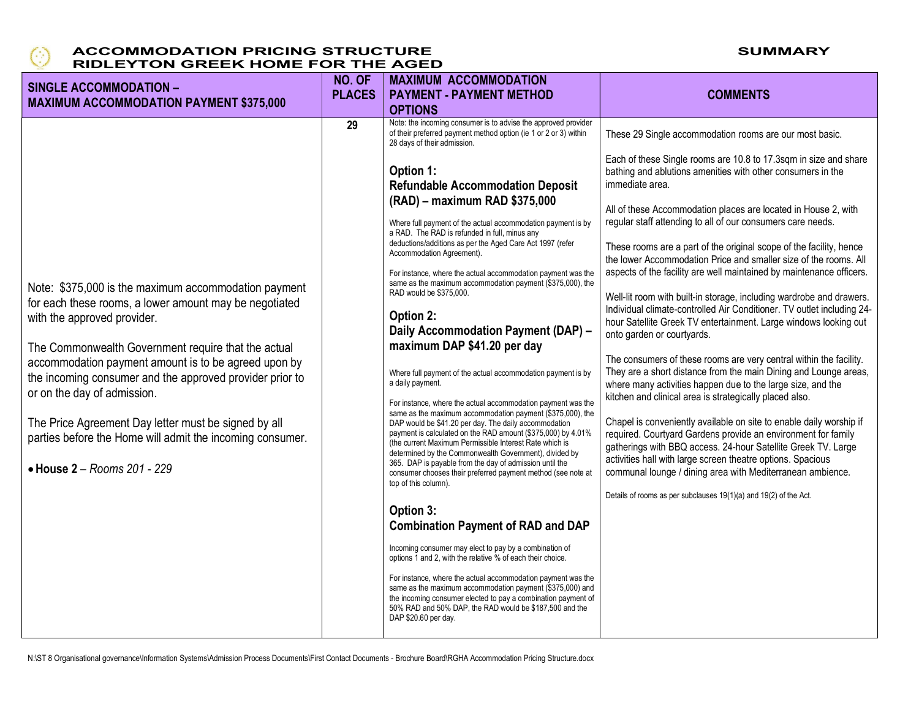# ACCOMMODATION PRICING STRUCTURE
# RIDLEYTON GREEK HOME FOR THE AGED

**SUMMARY**

| SINGLE ACCOMMODATION – MAXIMUM ACCOMMODATION PAYMENT $375,000 | NO. OF PLACES | MAXIMUM ACCOMMODATION PAYMENT - PAYMENT METHOD OPTIONS | COMMENTS |
|---|---|---|---|
| Note: $375,000 is the maximum accommodation payment for each these rooms, a lower amount may be negotiated with the approved provider.<br><br>The Commonwealth Government require that the actual accommodation payment amount is to be agreed upon by the incoming consumer and the approved provider prior to or on the day of admission.<br><br>The Price Agreement Day letter must be signed by all parties before the Home will admit the incoming consumer.<br><br>• **House 2** – *Rooms 201 - 229* | 29 | Note: the incoming consumer is to advise the approved provider of their preferred payment method option (ie 1 or 2 or 3) within 28 days of their admission.<br><br>**Option 1: Refundable Accommodation Deposit (RAD) – maximum RAD $375,000**<br><br>Where full payment of the actual accommodation payment is by a RAD. The RAD is refunded in full, minus any deductions/additions as per the Aged Care Act 1997 (refer Accommodation Agreement).<br><br>For instance, where the actual accommodation payment was the same as the maximum accommodation payment ($375,000), the RAD would be $375,000.<br><br>**Option 2: Daily Accommodation Payment (DAP) – maximum DAP $41.20 per day**<br><br>Where full payment of the actual accommodation payment is by a daily payment.<br><br>For instance, where the actual accommodation payment was the same as the maximum accommodation payment ($375,000), the DAP would be $41.20 per day. The daily accommodation payment is calculated on the RAD amount ($375,000) by 4.01% (the current Maximum Permissible Interest Rate which is determined by the Commonwealth Government), divided by 365. DAP is payable from the day of admission until the consumer chooses their preferred payment method (see note at top of this column).<br><br>**Option 3: Combination Payment of RAD and DAP**<br><br>Incoming consumer may elect to pay by a combination of options 1 and 2, with the relative % of each their choice.<br><br>For instance, where the actual accommodation payment was the same as the maximum accommodation payment ($375,000) and the incoming consumer elected to pay a combination payment of 50% RAD and 50% DAP, the RAD would be $187,500 and the DAP $20.60 per day. | These 29 Single accommodation rooms are our most basic.<br><br>Each of these Single rooms are 10.8 to 17.3sqm in size and share bathing and ablutions amenities with other consumers in the immediate area.<br><br>All of these Accommodation places are located in House 2, with regular staff attending to all of our consumers care needs.<br><br>These rooms are a part of the original scope of the facility, hence the lower Accommodation Price and smaller size of the rooms. All aspects of the facility are well maintained by maintenance officers.<br><br>Well-lit room with built-in storage, including wardrobe and drawers. Individual climate-controlled Air Conditioner. TV outlet including 24-hour Satellite Greek TV entertainment. Large windows looking out onto garden or courtyards.<br><br>The consumers of these rooms are very central within the facility. They are a short distance from the main Dining and Lounge areas, where many activities happen due to the large size, and the kitchen and clinical area is strategically placed also.<br><br>Chapel is conveniently available on site to enable daily worship if required. Courtyard Gardens provide an environment for family gatherings with BBQ access. 24-hour Satellite Greek TV. Large activities hall with large screen theatre options. Spacious communal lounge / dining area with Mediterranean ambience.<br><br>Details of rooms as per subclauses 19(1)(a) and 19(2) of the Act. |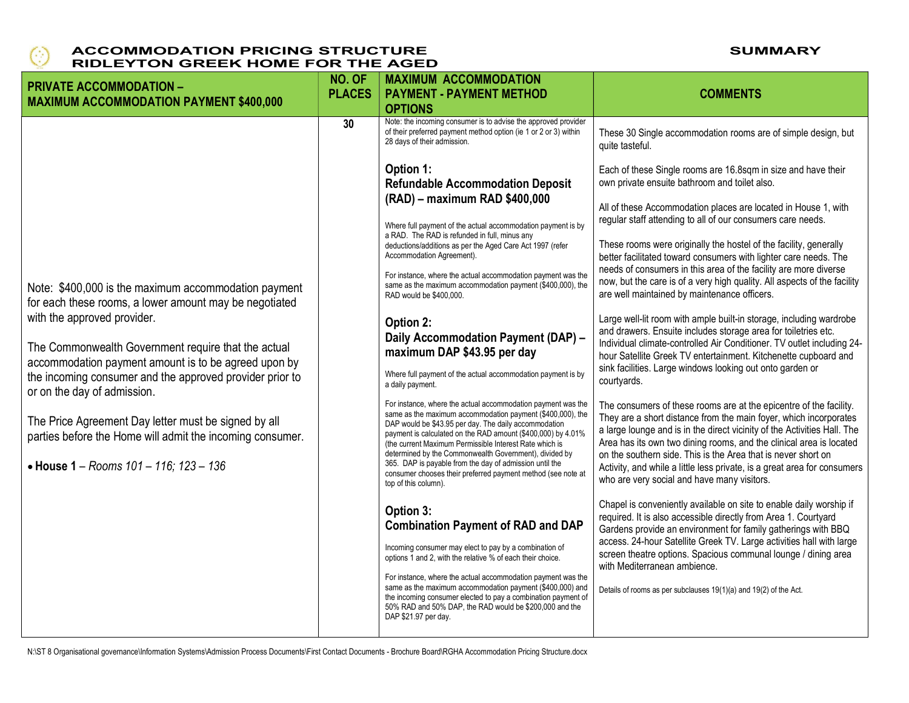# ACCOMMODATION PRICING STRUCTURE
# RIDLEYTON GREEK HOME FOR THE AGED

**SUMMARY**

| PRIVATE ACCOMMODATION – MAXIMUM ACCOMMODATION PAYMENT $400,000 | NO. OF PLACES | MAXIMUM ACCOMMODATION PAYMENT - PAYMENT METHOD OPTIONS | COMMENTS |
|---|---|---|---|
| Note: $400,000 is the maximum accommodation payment for each these rooms, a lower amount may be negotiated with the approved provider.<br><br>The Commonwealth Government require that the actual accommodation payment amount is to be agreed upon by the incoming consumer and the approved provider prior to or on the day of admission.<br><br>The Price Agreement Day letter must be signed by all parties before the Home will admit the incoming consumer.<br><br>• **House 1** – *Rooms 101 – 116; 123 – 136* | 30 | Note: the incoming consumer is to advise the approved provider of their preferred payment method option (ie 1 or 2 or 3) within 28 days of their admission.<br><br>**Option 1: Refundable Accommodation Deposit (RAD) – maximum RAD $400,000**<br><br>Where full payment of the actual accommodation payment is by a RAD. The RAD is refunded in full, minus any deductions/additions as per the Aged Care Act 1997 (refer Accommodation Agreement).<br><br>For instance, where the actual accommodation payment was the same as the maximum accommodation payment ($400,000), the RAD would be $400,000.<br><br>**Option 2: Daily Accommodation Payment (DAP) – maximum DAP $43.95 per day**<br><br>Where full payment of the actual accommodation payment is by a daily payment.<br><br>For instance, where the actual accommodation payment was the same as the maximum accommodation payment ($400,000), the DAP would be $43.95 per day. The daily accommodation payment is calculated on the RAD amount ($400,000) by 4.01% (the current Maximum Permissible Interest Rate which is determined by the Commonwealth Government), divided by 365. DAP is payable from the day of admission until the consumer chooses their preferred payment method (see note at top of this column).<br><br>**Option 3: Combination Payment of RAD and DAP**<br><br>Incoming consumer may elect to pay by a combination of options 1 and 2, with the relative % of each their choice.<br><br>For instance, where the actual accommodation payment was the same as the maximum accommodation payment ($400,000) and the incoming consumer elected to pay a combination payment of 50% RAD and 50% DAP, the RAD would be $200,000 and the DAP $21.97 per day. | These 30 Single accommodation rooms are of simple design, but quite tasteful.<br><br>Each of these Single rooms are 16.8sqm in size and have their own private ensuite bathroom and toilet also.<br><br>All of these Accommodation places are located in House 1, with regular staff attending to all of our consumers care needs.<br><br>These rooms were originally the hostel of the facility, generally better facilitated toward consumers with lighter care needs. The needs of consumers in this area of the facility are more diverse now, but the care is of a very high quality. All aspects of the facility are well maintained by maintenance officers.<br><br>Large well-lit room with ample built-in storage, including wardrobe and drawers. Ensuite includes storage area for toiletries etc. Individual climate-controlled Air Conditioner. TV outlet including 24-hour Satellite Greek TV entertainment. Kitchenette cupboard and sink facilities. Large windows looking out onto garden or courtyards.<br><br>The consumers of these rooms are at the epicentre of the facility. They are a short distance from the main foyer, which incorporates a large lounge and is in the direct vicinity of the Activities Hall. The Area has its own two dining rooms, and the clinical area is located on the southern side. This is the Area that is never short on Activity, and while a little less private, is a great area for consumers who are very social and have many visitors.<br><br>Chapel is conveniently available on site to enable daily worship if required. It is also accessible directly from Area 1. Courtyard Gardens provide an environment for family gatherings with BBQ access. 24-hour Satellite Greek TV. Large activities hall with large screen theatre options. Spacious communal lounge / dining area with Mediterranean ambience.<br><br>Details of rooms as per subclauses 19(1)(a) and 19(2) of the Act. |

N:\ST 8 Organisational governance\Information Systems\Admission Process Documents\First Contact Documents - Brochure Board\RGHA Accommodation Pricing Structure.docx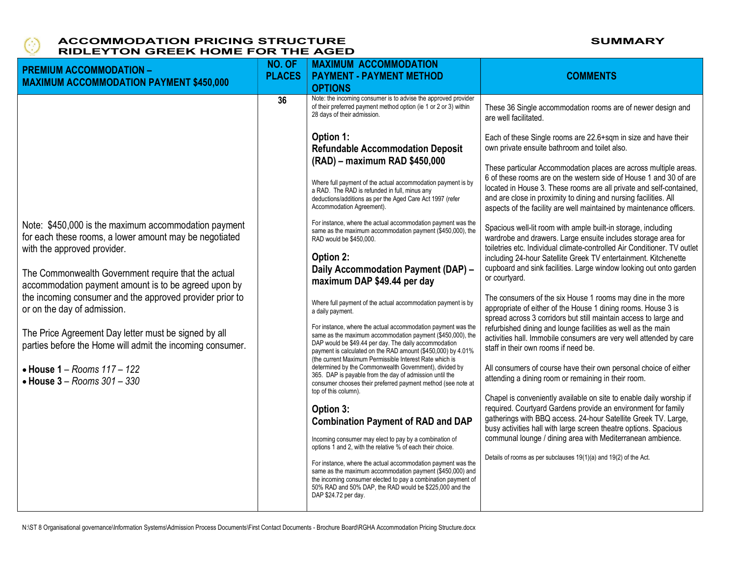# ACCOMMODATION PRICING STRUCTURE
# RIDLEYTON GREEK HOME FOR THE AGED

**SUMMARY**

| **PREMIUM ACCOMMODATION – MAXIMUM ACCOMMODATION PAYMENT $450,000** | **NO. OF PLACES** | **MAXIMUM ACCOMMODATION PAYMENT - PAYMENT METHOD OPTIONS** | **COMMENTS** |
|---|---|---|---|
| Note: $450,000 is the maximum accommodation payment for each these rooms, a lower amount may be negotiated with the approved provider.<br><br>The Commonwealth Government require that the actual accommodation payment amount is to be agreed upon by the incoming consumer and the approved provider prior to or on the day of admission.<br><br>The Price Agreement Day letter must be signed by all parties before the Home will admit the incoming consumer.<br><br>• **House 1** – *Rooms 117 – 122*<br>• **House 3** – *Rooms 301 – 330* | **36** | Note: the incoming consumer is to advise the approved provider of their preferred payment method option (ie 1 or 2 or 3) within 28 days of their admission.<br><br>**Option 1: Refundable Accommodation Deposit (RAD) – maximum RAD $450,000**<br><br>Where full payment of the actual accommodation payment is by a RAD. The RAD is refunded in full, minus any deductions/additions as per the Aged Care Act 1997 (refer Accommodation Agreement).<br><br>For instance, where the actual accommodation payment was the same as the maximum accommodation payment ($450,000), the RAD would be $450,000.<br><br>**Option 2: Daily Accommodation Payment (DAP) – maximum DAP $49.44 per day**<br><br>Where full payment of the actual accommodation payment is by a daily payment.<br><br>For instance, where the actual accommodation payment was the same as the maximum accommodation payment ($450,000), the DAP would be $49.44 per day. The daily accommodation payment is calculated on the RAD amount ($450,000) by 4.01% (the current Maximum Permissible Interest Rate which is determined by the Commonwealth Government), divided by 365. DAP is payable from the day of admission until the consumer chooses their preferred payment method (see note at top of this column).<br><br>**Option 3: Combination Payment of RAD and DAP**<br><br>Incoming consumer may elect to pay by a combination of options 1 and 2, with the relative % of each their choice.<br><br>For instance, where the actual accommodation payment was the same as the maximum accommodation payment ($450,000) and the incoming consumer elected to pay a combination payment of 50% RAD and 50% DAP, the RAD would be $225,000 and the DAP $24.72 per day. | These 36 Single accommodation rooms are of newer design and are well facilitated.<br><br>Each of these Single rooms are 22.6+sqm in size and have their own private ensuite bathroom and toilet also.<br><br>These particular Accommodation places are across multiple areas. 6 of these rooms are on the western side of House 1 and 30 of are located in House 3. These rooms are all private and self-contained, and are close in proximity to dining and nursing facilities. All aspects of the facility are well maintained by maintenance officers.<br><br>Spacious well-lit room with ample built-in storage, including wardrobe and drawers. Large ensuite includes storage area for toiletries etc. Individual climate-controlled Air Conditioner. TV outlet including 24-hour Satellite Greek TV entertainment. Kitchenette cupboard and sink facilities. Large window looking out onto garden or courtyard.<br><br>The consumers of the six House 1 rooms may dine in the more appropriate of either of the House 1 dining rooms. House 3 is spread across 3 corridors but still maintain access to large and refurbished dining and lounge facilities as well as the main activities hall. Immobile consumers are very well attended by care staff in their own rooms if need be.<br><br>All consumers of course have their own personal choice of either attending a dining room or remaining in their room.<br><br>Chapel is conveniently available on site to enable daily worship if required. Courtyard Gardens provide an environment for family gatherings with BBQ access. 24-hour Satellite Greek TV. Large, busy activities hall with large screen theatre options. Spacious communal lounge / dining area with Mediterranean ambience.<br><br>Details of rooms as per subclauses 19(1)(a) and 19(2) of the Act. |

N:\ST 8 Organisational governance\Information Systems\Admission Process Documents\First Contact Documents - Brochure Board\RGHA Accommodation Pricing Structure.docx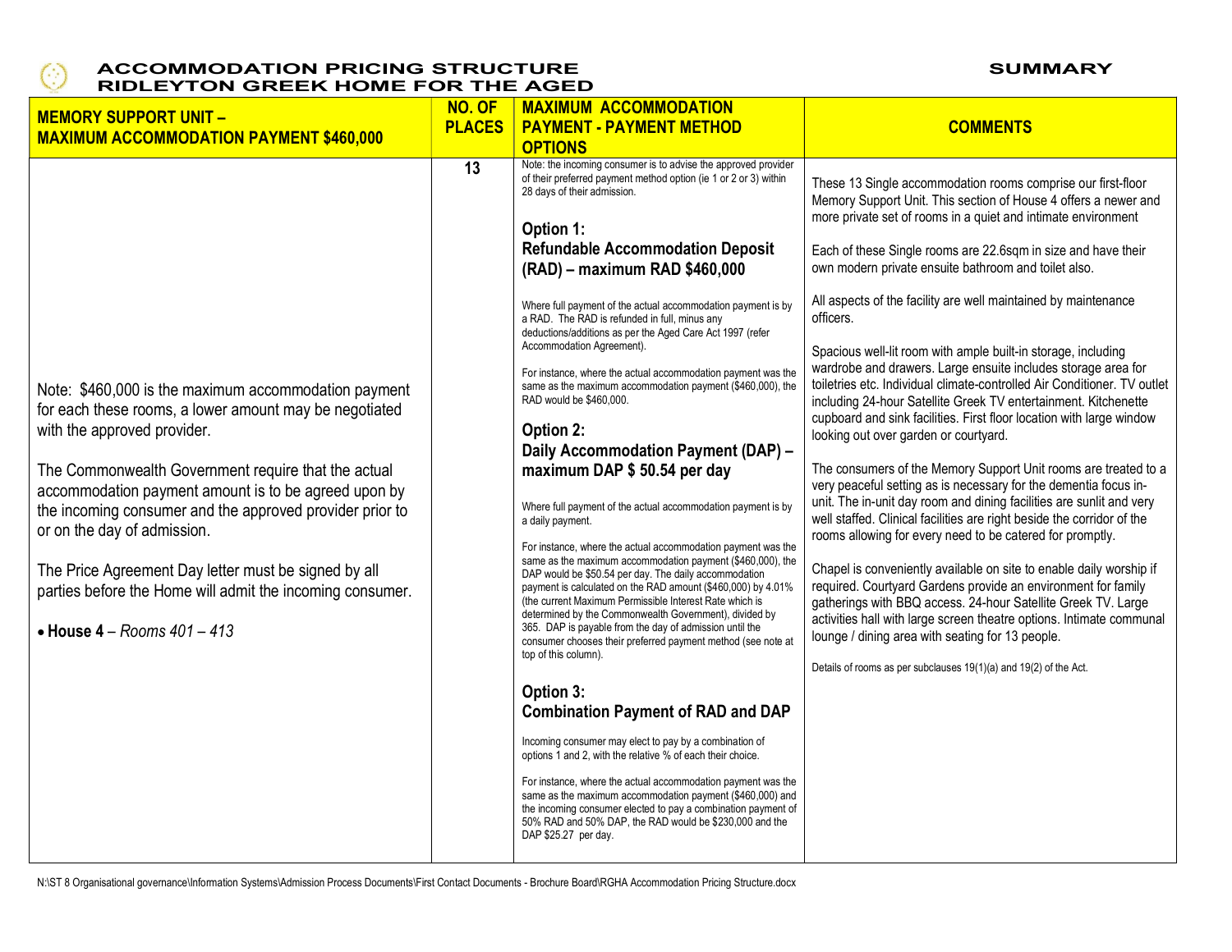# ACCOMMODATION PRICING STRUCTURE
# RIDLEYTON GREEK HOME FOR THE AGED

**SUMMARY**

| MEMORY SUPPORT UNIT – MAXIMUM ACCOMMODATION PAYMENT $460,000 | NO. OF PLACES | MAXIMUM ACCOMMODATION PAYMENT - PAYMENT METHOD OPTIONS | COMMENTS |
|---|---|---|---|
| Note: $460,000 is the maximum accommodation payment for each these rooms, a lower amount may be negotiated with the approved provider.<br><br>The Commonwealth Government require that the actual accommodation payment amount is to be agreed upon by the incoming consumer and the approved provider prior to or on the day of admission.<br><br>The Price Agreement Day letter must be signed by all parties before the Home will admit the incoming consumer.<br><br>• **House 4** – *Rooms 401 – 413* | 13 | Note: the incoming consumer is to advise the approved provider of their preferred payment method option (ie 1 or 2 or 3) within 28 days of their admission.<br><br>**Option 1: Refundable Accommodation Deposit (RAD) – maximum RAD $460,000**<br><br>Where full payment of the actual accommodation payment is by a RAD. The RAD is refunded in full, minus any deductions/additions as per the Aged Care Act 1997 (refer Accommodation Agreement).<br><br>For instance, where the actual accommodation payment was the same as the maximum accommodation payment ($460,000), the RAD would be $460,000.<br><br>**Option 2: Daily Accommodation Payment (DAP) – maximum DAP $ 50.54 per day**<br><br>Where full payment of the actual accommodation payment is by a daily payment.<br><br>For instance, where the actual accommodation payment was the same as the maximum accommodation payment ($460,000), the DAP would be $50.54 per day. The daily accommodation payment is calculated on the RAD amount ($460,000) by 4.01% (the current Maximum Permissible Interest Rate which is determined by the Commonwealth Government), divided by 365. DAP is payable from the day of admission until the consumer chooses their preferred payment method (see note at top of this column).<br><br>**Option 3: Combination Payment of RAD and DAP**<br><br>Incoming consumer may elect to pay by a combination of options 1 and 2, with the relative % of each their choice.<br><br>For instance, where the actual accommodation payment was the same as the maximum accommodation payment ($460,000) and the incoming consumer elected to pay a combination payment of 50% RAD and 50% DAP, the RAD would be $230,000 and the DAP $25.27 per day. | These 13 Single accommodation rooms comprise our first-floor Memory Support Unit. This section of House 4 offers a newer and more private set of rooms in a quiet and intimate environment<br><br>Each of these Single rooms are 22.6sqm in size and have their own modern private ensuite bathroom and toilet also.<br><br>All aspects of the facility are well maintained by maintenance officers.<br><br>Spacious well-lit room with ample built-in storage, including wardrobe and drawers. Large ensuite includes storage area for toiletries etc. Individual climate-controlled Air Conditioner. TV outlet including 24-hour Satellite Greek TV entertainment. Kitchenette cupboard and sink facilities. First floor location with large window looking out over garden or courtyard.<br><br>The consumers of the Memory Support Unit rooms are treated to a very peaceful setting as is necessary for the dementia focus in-unit. The in-unit day room and dining facilities are sunlit and very well staffed. Clinical facilities are right beside the corridor of the rooms allowing for every need to be catered for promptly.<br><br>Chapel is conveniently available on site to enable daily worship if required. Courtyard Gardens provide an environment for family gatherings with BBQ access. 24-hour Satellite Greek TV. Large activities hall with large screen theatre options. Intimate communal lounge / dining area with seating for 13 people.<br><br>Details of rooms as per subclauses 19(1)(a) and 19(2) of the Act. |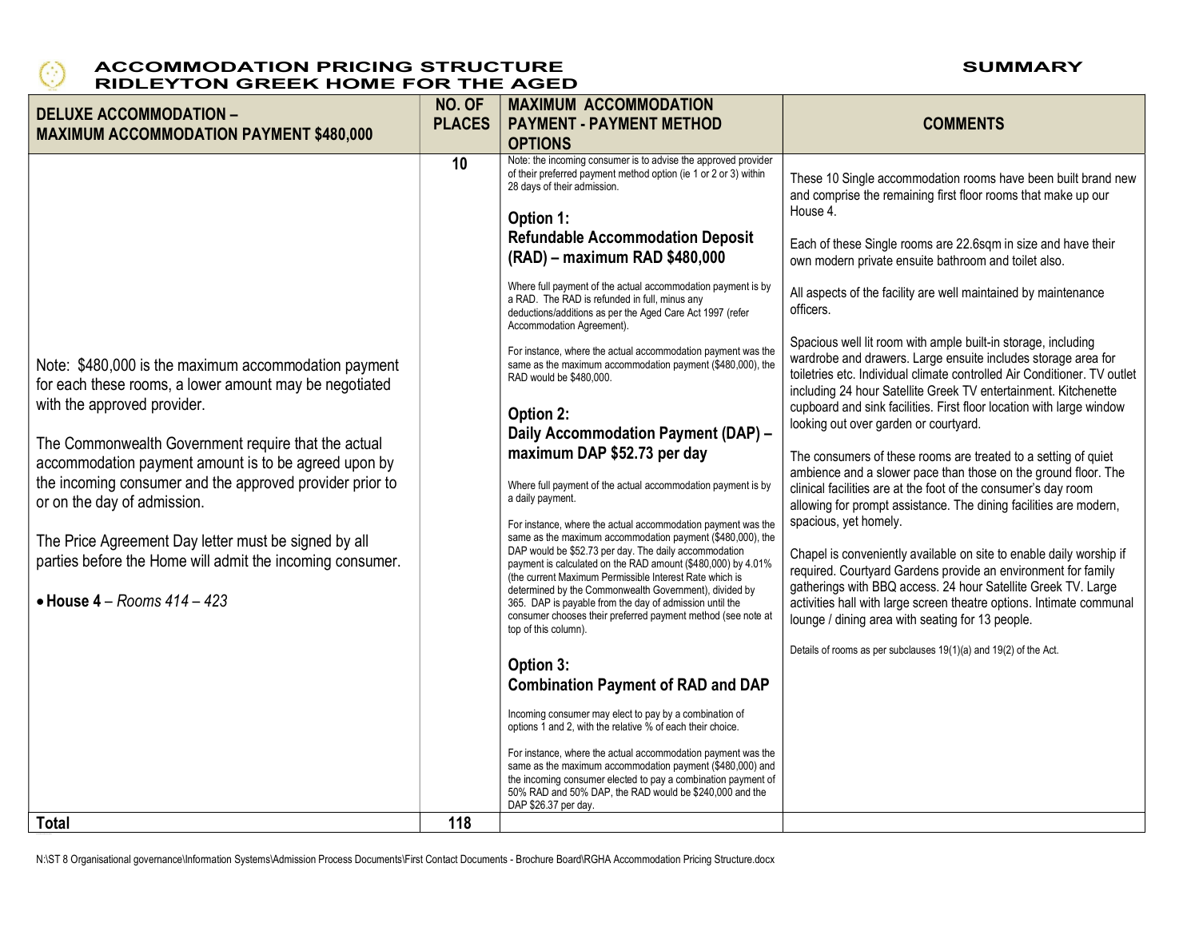**ACCOMMODATION PRICING STRUCTURE**
**RIDLEYTON GREEK HOME FOR THE AGED**

**SUMMARY**

| DELUXE ACCOMMODATION – MAXIMUM ACCOMMODATION PAYMENT $480,000 | NO. OF PLACES | MAXIMUM ACCOMMODATION PAYMENT - PAYMENT METHOD OPTIONS | COMMENTS |
|---|---|---|---|
| Note: $480,000 is the maximum accommodation payment for each these rooms, a lower amount may be negotiated with the approved provider.<br><br>The Commonwealth Government require that the actual accommodation payment amount is to be agreed upon by the incoming consumer and the approved provider prior to or on the day of admission.<br><br>The Price Agreement Day letter must be signed by all parties before the Home will admit the incoming consumer.<br><br>• **House 4** – *Rooms 414 – 423* | 10 | Note: the incoming consumer is to advise the approved provider of their preferred payment method option (ie 1 or 2 or 3) within 28 days of their admission.<br><br>**Option 1: Refundable Accommodation Deposit (RAD) – maximum RAD $480,000**<br><br>Where full payment of the actual accommodation payment is by a RAD. The RAD is refunded in full, minus any deductions/additions as per the Aged Care Act 1997 (refer Accommodation Agreement).<br><br>For instance, where the actual accommodation payment was the same as the maximum accommodation payment ($480,000), the RAD would be $480,000.<br><br>**Option 2: Daily Accommodation Payment (DAP) – maximum DAP $52.73 per day**<br><br>Where full payment of the actual accommodation payment is by a daily payment.<br><br>For instance, where the actual accommodation payment was the same as the maximum accommodation payment ($480,000), the DAP would be $52.73 per day. The daily accommodation payment is calculated on the RAD amount ($480,000) by 4.01% (the current Maximum Permissible Interest Rate which is determined by the Commonwealth Government), divided by 365. DAP is payable from the day of admission until the consumer chooses their preferred payment method (see note at top of this column).<br><br>**Option 3: Combination Payment of RAD and DAP**<br><br>Incoming consumer may elect to pay by a combination of options 1 and 2, with the relative % of each their choice.<br><br>For instance, where the actual accommodation payment was the same as the maximum accommodation payment ($480,000) and the incoming consumer elected to pay a combination payment of 50% RAD and 50% DAP, the RAD would be $240,000 and the DAP $26.37 per day. | These 10 Single accommodation rooms have been built brand new and comprise the remaining first floor rooms that make up our House 4.<br><br>Each of these Single rooms are 22.6sqm in size and have their own modern private ensuite bathroom and toilet also.<br><br>All aspects of the facility are well maintained by maintenance officers.<br><br>Spacious well lit room with ample built-in storage, including wardrobe and drawers. Large ensuite includes storage area for toiletries etc. Individual climate controlled Air Conditioner. TV outlet including 24 hour Satellite Greek TV entertainment. Kitchenette cupboard and sink facilities. First floor location with large window looking out over garden or courtyard.<br><br>The consumers of these rooms are treated to a setting of quiet ambience and a slower pace than those on the ground floor. The clinical facilities are at the foot of the consumer's day room allowing for prompt assistance. The dining facilities are modern, spacious, yet homely.<br><br>Chapel is conveniently available on site to enable daily worship if required. Courtyard Gardens provide an environment for family gatherings with BBQ access. 24 hour Satellite Greek TV. Large activities hall with large screen theatre options. Intimate communal lounge / dining area with seating for 13 people.<br><br>Details of rooms as per subclauses 19(1)(a) and 19(2) of the Act. |
| **Total** | **118** | | |

N:\ST 8 Organisational governance\Information Systems\Admission Process Documents\First Contact Documents - Brochure Board\RGHA Accommodation Pricing Structure.docx